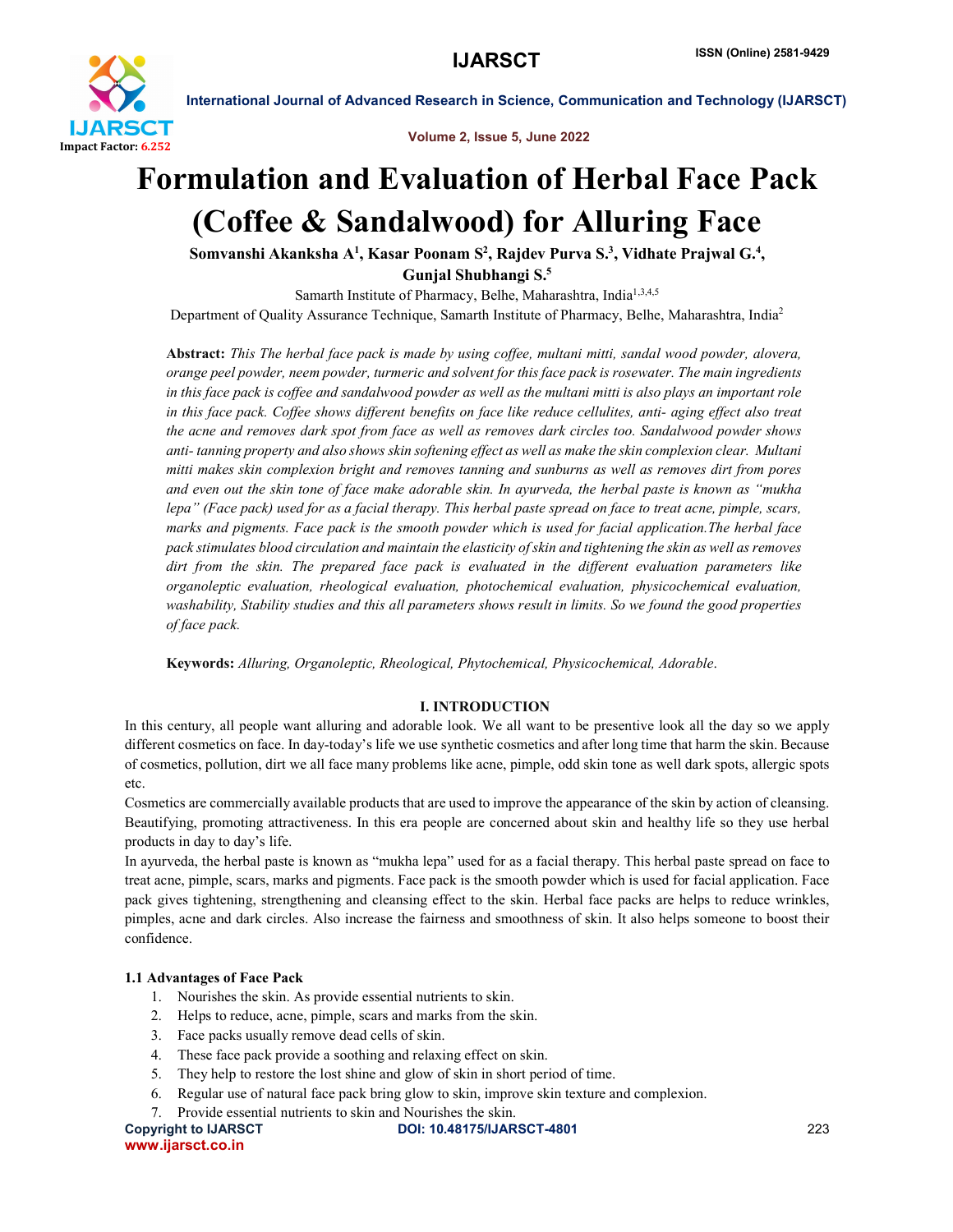# Formulation and Evaluation of Herbal Face Pack (Coffee & Sandalwood) for Alluring Face

**Somvanshi Akanksha A[1], Kasar Poonam S[2], Rajdev Purva S.[3], Vidhate Prajwal G.[4], Gunjal Shubhangi S.[5]**

Samarth Institute of Pharmacy, Belhe, Maharashtra, India[1,3,4,5]

Department of Quality Assurance Technique, Samarth Institute of Pharmacy, Belhe, Maharashtra, India[2]

**Abstract:** *This The herbal face pack is made by using coffee, multani mitti, sandal wood powder, alovera, orange peel powder, neem powder, turmeric and solvent for this face pack is rosewater. The main ingredients in this face pack is coffee and sandalwood powder as well as the multani mitti is also plays an important role in this face pack. Coffee shows different benefits on face like reduce cellulites, anti- aging effect also treat the acne and removes dark spot from face as well as removes dark circles too. Sandalwood powder shows anti- tanning property and also shows skin softening effect as well as make the skin complexion clear. Multani mitti makes skin complexion bright and removes tanning and sunburns as well as removes dirt from pores and even out the skin tone of face make adorable skin. In ayurveda, the herbal paste is known as "mukha lepa" (Face pack) used for as a facial therapy. This herbal paste spread on face to treat acne, pimple, scars, marks and pigments. Face pack is the smooth powder which is used for facial application.The herbal face pack stimulates blood circulation and maintain the elasticity of skin and tightening the skin as well as removes dirt from the skin. The prepared face pack is evaluated in the different evaluation parameters like organoleptic evaluation, rheological evaluation, photochemical evaluation, physicochemical evaluation, washability, Stability studies and this all parameters shows result in limits. So we found the good properties of face pack.*

**Keywords:** *Alluring, Organoleptic, Rheological, Phytochemical, Physicochemical, Adorable*.

## I. INTRODUCTION

In this century, all people want alluring and adorable look. We all want to be presentive look all the day so we apply different cosmetics on face. In day-today's life we use synthetic cosmetics and after long time that harm the skin. Because of cosmetics, pollution, dirt we all face many problems like acne, pimple, odd skin tone as well dark spots, allergic spots etc.

Cosmetics are commercially available products that are used to improve the appearance of the skin by action of cleansing. Beautifying, promoting attractiveness. In this era people are concerned about skin and healthy life so they use herbal products in day to day's life.

In ayurveda, the herbal paste is known as "mukha lepa" used for as a facial therapy. This herbal paste spread on face to treat acne, pimple, scars, marks and pigments. Face pack is the smooth powder which is used for facial application. Face pack gives tightening, strengthening and cleansing effect to the skin. Herbal face packs are helps to reduce wrinkles, pimples, acne and dark circles. Also increase the fairness and smoothness of skin. It also helps someone to boost their confidence.

### 1.1 Advantages of Face Pack

1. Nourishes the skin. As provide essential nutrients to skin.
2. Helps to reduce, acne, pimple, scars and marks from the skin.
3. Face packs usually remove dead cells of skin.
4. These face pack provide a soothing and relaxing effect on skin.
5. They help to restore the lost shine and glow of skin in short period of time.
6. Regular use of natural face pack bring glow to skin, improve skin texture and complexion.
7. Provide essential nutrients to skin and Nourishes the skin.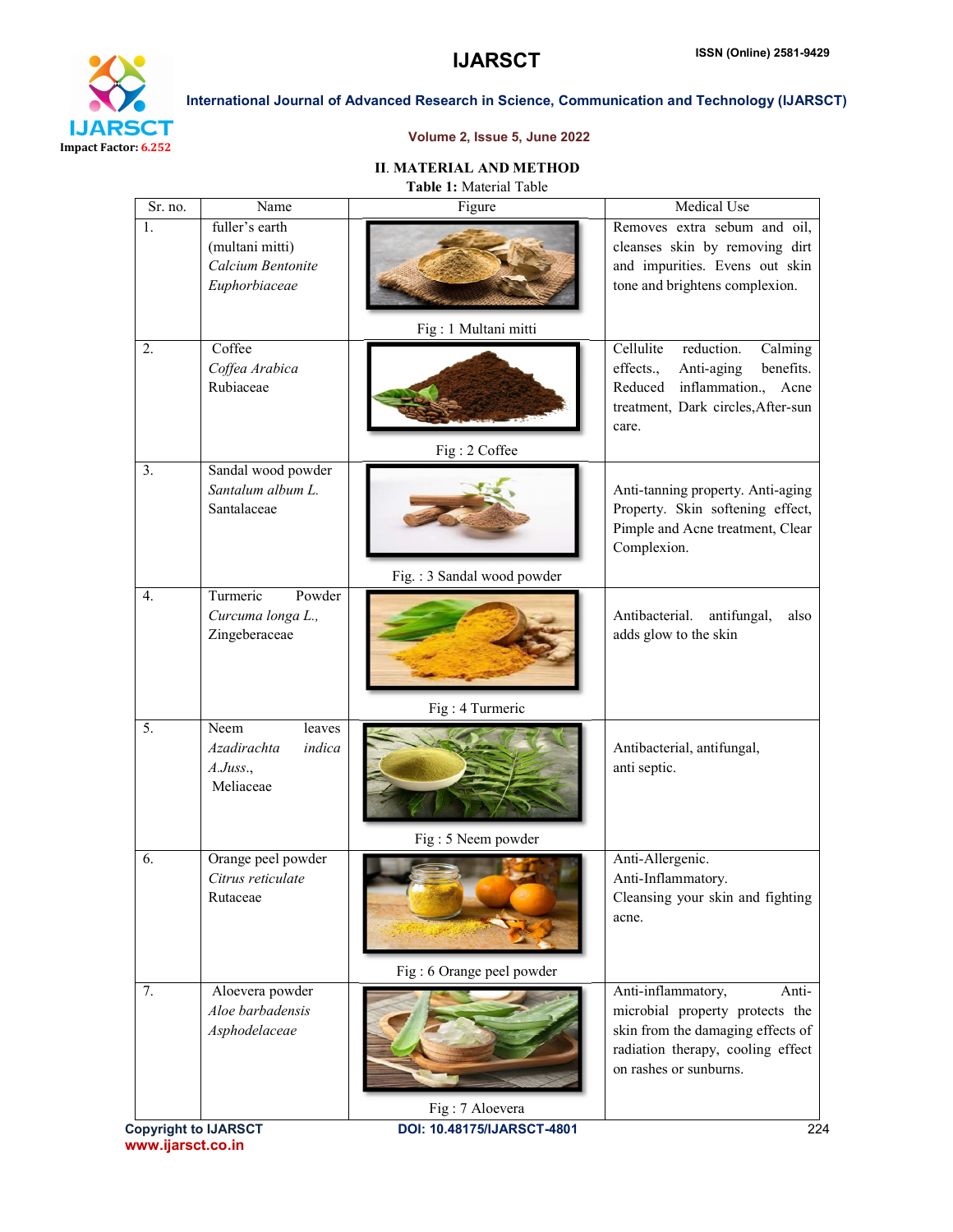## II. MATERIAL AND METHOD

**Table 1:** Material Table

| Sr. no. | Name | Figure | Medical Use |
|---|---|---|---|
| 1. | fuller's earth (multani mitti) *Calcium Bentonite* *Euphorbiaceae* | Fig : 1 Multani mitti | Removes extra sebum and oil, cleanses skin by removing dirt and impurities. Evens out skin tone and brightens complexion. |
| 2. | Coffee *Coffea Arabica* Rubiaceae | Fig : 2 Coffee | Cellulite reduction. Calming effects., Anti-aging benefits. Reduced inflammation., Acne treatment, Dark circles,After-sun care. |
| 3. | Sandal wood powder *Santalum album L.* Santalaceae | Fig. : 3 Sandal wood powder | Anti-tanning property. Anti-aging Property. Skin softening effect, Pimple and Acne treatment, Clear Complexion. |
| 4. | Turmeric Powder *Curcuma longa L.,* Zingeberaceae | Fig : 4 Turmeric | Antibacterial. antifungal, also adds glow to the skin |
| 5. | Neem leaves *Azadirachta indica A.Juss.,* Meliaceae | Fig : 5 Neem powder | Antibacterial, antifungal, anti septic. |
| 6. | Orange peel powder *Citrus reticulate* Rutaceae | Fig : 6 Orange peel powder | Anti-Allergenic. Anti-Inflammatory. Cleansing your skin and fighting acne. |
| 7. | Aloevera powder *Aloe barbadensis* *Asphodelaceae* | Fig : 7 Aloevera | Anti-inflammatory, Anti-microbial property protects the skin from the damaging effects of radiation therapy, cooling effect on rashes or sunburns. |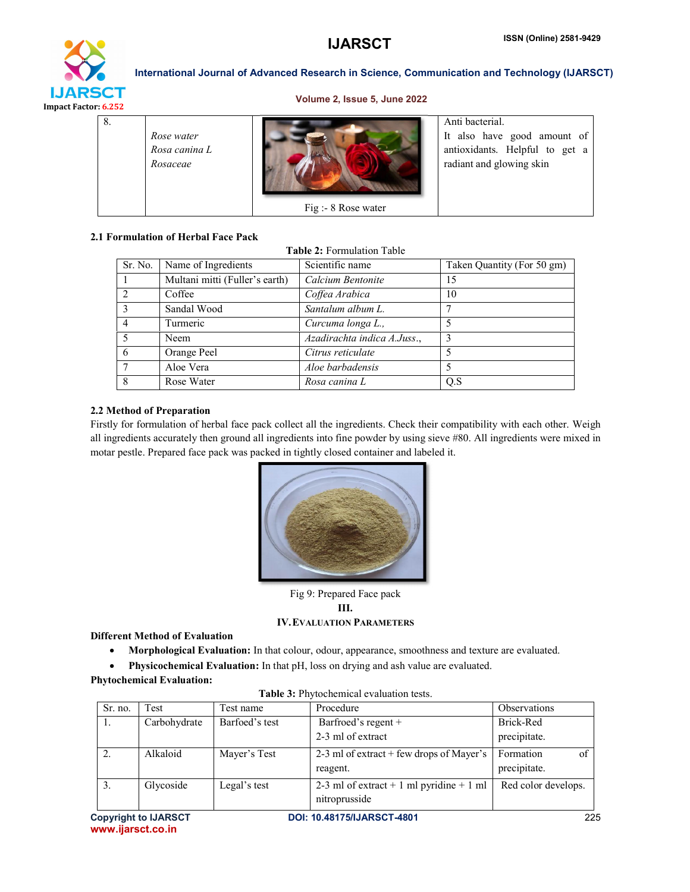| 8. | *Rose water*<br>*Rosa canina L*<br>*Rosaceae* | Fig :- 8 Rose water | Anti bacterial.<br>It also have good amount of antioxidants. Helpful to get a radiant and glowing skin |
|---|---|---|---|

### 2.1 Formulation of Herbal Face Pack

**Table 2:** Formulation Table

| Sr. No. | Name of Ingredients | Scientific name | Taken Quantity (For 50 gm) |
|---|---|---|---|
| 1 | Multani mitti (Fuller's earth) | *Calcium Bentonite* | 15 |
| 2 | Coffee | *Coffea Arabica* | 10 |
| 3 | Sandal Wood | *Santalum album L.* | 7 |
| 4 | Turmeric | *Curcuma longa L.,* | 5 |
| 5 | Neem | *Azadirachta indica A.Juss.,* | 3 |
| 6 | Orange Peel | *Citrus reticulate* | 5 |
| 7 | Aloe Vera | *Aloe barbadensis* | 5 |
| 8 | Rose Water | *Rosa canina L* | Q.S |

### 2.2 Method of Preparation

Firstly for formulation of herbal face pack collect all the ingredients. Check their compatibility with each other. Weigh all ingredients accurately then ground all ingredients into fine powder by using sieve #80. All ingredients were mixed in motar pestle. Prepared face pack was packed in tightly closed container and labeled it.

Fig 9: Prepared Face pack

## III.

## IV. Evaluation Parameters

**Different Method of Evaluation**

- **Morphological Evaluation:** In that colour, odour, appearance, smoothness and texture are evaluated.
- **Physicochemical Evaluation:** In that pH, loss on drying and ash value are evaluated.

**Phytochemical Evaluation:**

**Table 3:** Phytochemical evaluation tests.

| Sr. no. | Test | Test name | Procedure | Observations |
|---|---|---|---|---|
| 1. | Carbohydrate | Barfoed's test | Barfoed's regent + 2-3 ml of extract | Brick-Red precipitate. |
| 2. | Alkaloid | Mayer's Test | 2-3 ml of extract + few drops of Mayer's reagent. | Formation of precipitate. |
| 3. | Glycoside | Legal's test | 2-3 ml of extract + 1 ml pyridine + 1 ml nitroprusside | Red color develops. |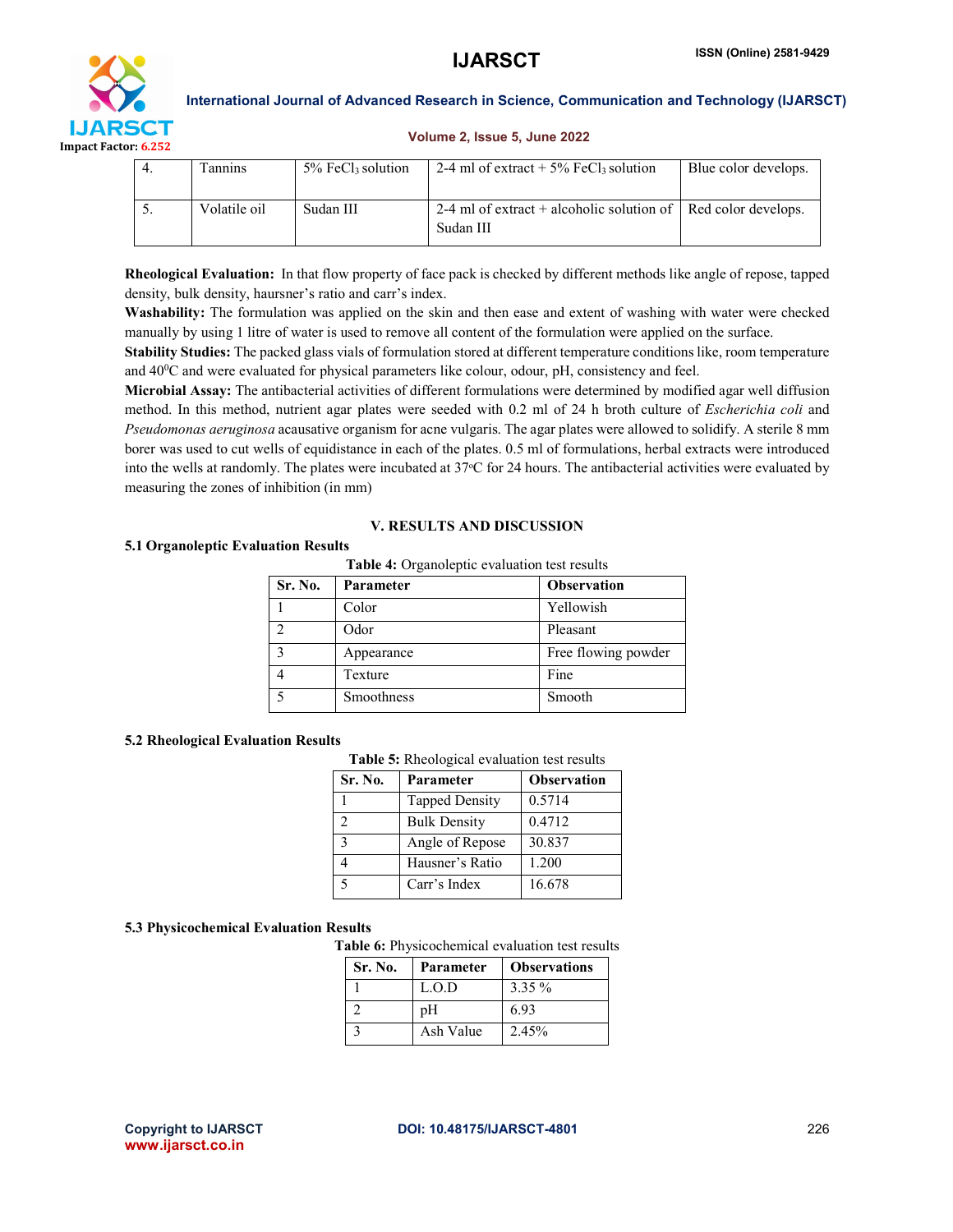| 4. | Tannins | 5% $FeCl_3$ solution | 2-4 ml of extract + 5% $FeCl_3$ solution | Blue color develops. |
|---|---|---|---|---|
| 5. | Volatile oil | Sudan III | 2-4 ml of extract + alcoholic solution of Sudan III | Red color develops. |

**Rheological Evaluation:** In that flow property of face pack is checked by different methods like angle of repose, tapped density, bulk density, haursner's ratio and carr's index.

**Washability:** The formulation was applied on the skin and then ease and extent of washing with water were checked manually by using 1 litre of water is used to remove all content of the formulation were applied on the surface.

**Stability Studies:** The packed glass vials of formulation stored at different temperature conditions like, room temperature and 40$^0$C and were evaluated for physical parameters like colour, odour, pH, consistency and feel.

**Microbial Assay:** The antibacterial activities of different formulations were determined by modified agar well diffusion method. In this method, nutrient agar plates were seeded with 0.2 ml of 24 h broth culture of *Escherichia coli* and *Pseudomonas aeruginosa* acausative organism for acne vulgaris. The agar plates were allowed to solidify. A sterile 8 mm borer was used to cut wells of equidistance in each of the plates. 0.5 ml of formulations, herbal extracts were introduced into the wells at randomly. The plates were incubated at 37$^o$C for 24 hours. The antibacterial activities were evaluated by measuring the zones of inhibition (in mm)

## V. RESULTS AND DISCUSSION

### 5.1 Organoleptic Evaluation Results

**Table 4:** Organoleptic evaluation test results

| Sr. No. | Parameter | Observation |
|---|---|---|
| 1 | Color | Yellowish |
| 2 | Odor | Pleasant |
| 3 | Appearance | Free flowing powder |
| 4 | Texture | Fine |
| 5 | Smoothness | Smooth |

### 5.2 Rheological Evaluation Results

**Table 5:** Rheological evaluation test results

| Sr. No. | Parameter | Observation |
|---|---|---|
| 1 | Tapped Density | 0.5714 |
| 2 | Bulk Density | 0.4712 |
| 3 | Angle of Repose | 30.837 |
| 4 | Hausner's Ratio | 1.200 |
| 5 | Carr's Index | 16.678 |

### 5.3 Physicochemical Evaluation Results

**Table 6:** Physicochemical evaluation test results

| Sr. No. | Parameter | Observations |
|---|---|---|
| 1 | L.O.D | 3.35 % |
| 2 | pH | 6.93 |
| 3 | Ash Value | 2.45% |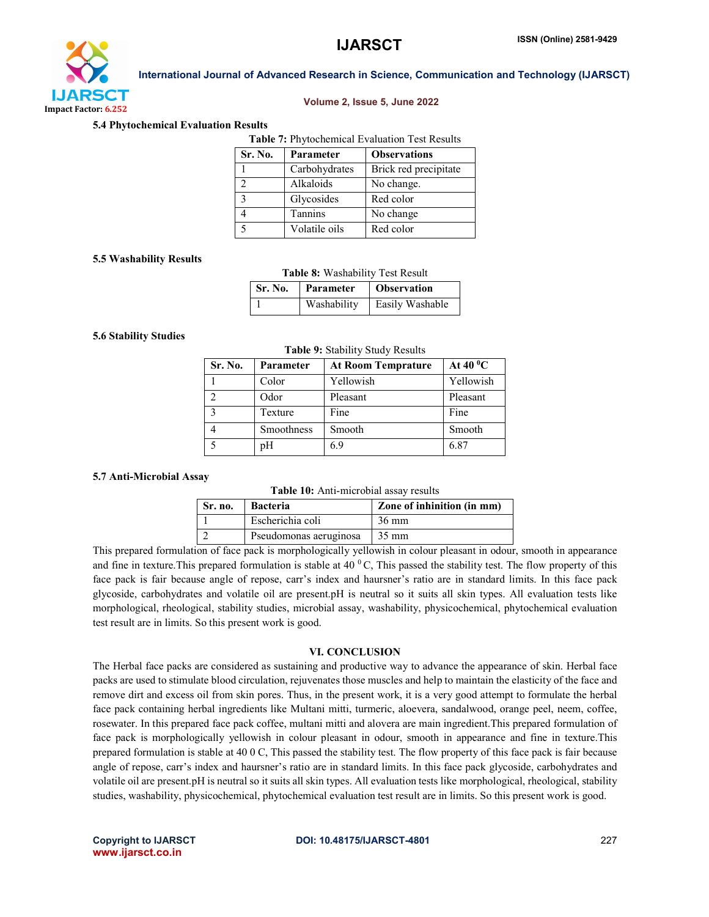### 5.4 Phytochemical Evaluation Results

**Table 7:** Phytochemical Evaluation Test Results

| Sr. No. | Parameter | Observations |
|---|---|---|
| 1 | Carbohydrates | Brick red precipitate |
| 2 | Alkaloids | No change. |
| 3 | Glycosides | Red color |
| 4 | Tannins | No change |
| 5 | Volatile oils | Red color |

### 5.5 Washability Results

**Table 8:** Washability Test Result

| Sr. No. | Parameter | Observation |
|---|---|---|
| 1 | Washability | Easily Washable |

### 5.6 Stability Studies

**Table 9:** Stability Study Results

| Sr. No. | Parameter | At Room Temprature | At 40 $^0$C |
|---|---|---|---|
| 1 | Color | Yellowish | Yellowish |
| 2 | Odor | Pleasant | Pleasant |
| 3 | Texture | Fine | Fine |
| 4 | Smoothness | Smooth | Smooth |
| 5 | pH | 6.9 | 6.87 |

### 5.7 Anti-Microbial Assay

**Table 10:** Anti-microbial assay results

| Sr. no. | Bacteria | Zone of inhinition (in mm) |
|---|---|---|
| 1 | Escherichia coli | 36 mm |
| 2 | Pseudomonas aeruginosa | 35 mm |

This prepared formulation of face pack is morphologically yellowish in colour pleasant in odour, smooth in appearance and fine in texture.This prepared formulation is stable at 40 $^0$C, This passed the stability test. The flow property of this face pack is fair because angle of repose, carr's index and haursner's ratio are in standard limits. In this face pack glycoside, carbohydrates and volatile oil are present.pH is neutral so it suits all skin types. All evaluation tests like morphological, rheological, stability studies, microbial assay, washability, physicochemical, phytochemical evaluation test result are in limits. So this present work is good.

## VI. CONCLUSION

The Herbal face packs are considered as sustaining and productive way to advance the appearance of skin. Herbal face packs are used to stimulate blood circulation, rejuvenates those muscles and help to maintain the elasticity of the face and remove dirt and excess oil from skin pores. Thus, in the present work, it is a very good attempt to formulate the herbal face pack containing herbal ingredients like Multani mitti, turmeric, aloevera, sandalwood, orange peel, neem, coffee, rosewater. In this prepared face pack coffee, multani mitti and alovera are main ingredient.This prepared formulation of face pack is morphologically yellowish in colour pleasant in odour, smooth in appearance and fine in texture.This prepared formulation is stable at 40 0 C, This passed the stability test. The flow property of this face pack is fair because angle of repose, carr's index and haursner's ratio are in standard limits. In this face pack glycoside, carbohydrates and volatile oil are present.pH is neutral so it suits all skin types. All evaluation tests like morphological, rheological, stability studies, washability, physicochemical, phytochemical evaluation test result are in limits. So this present work is good.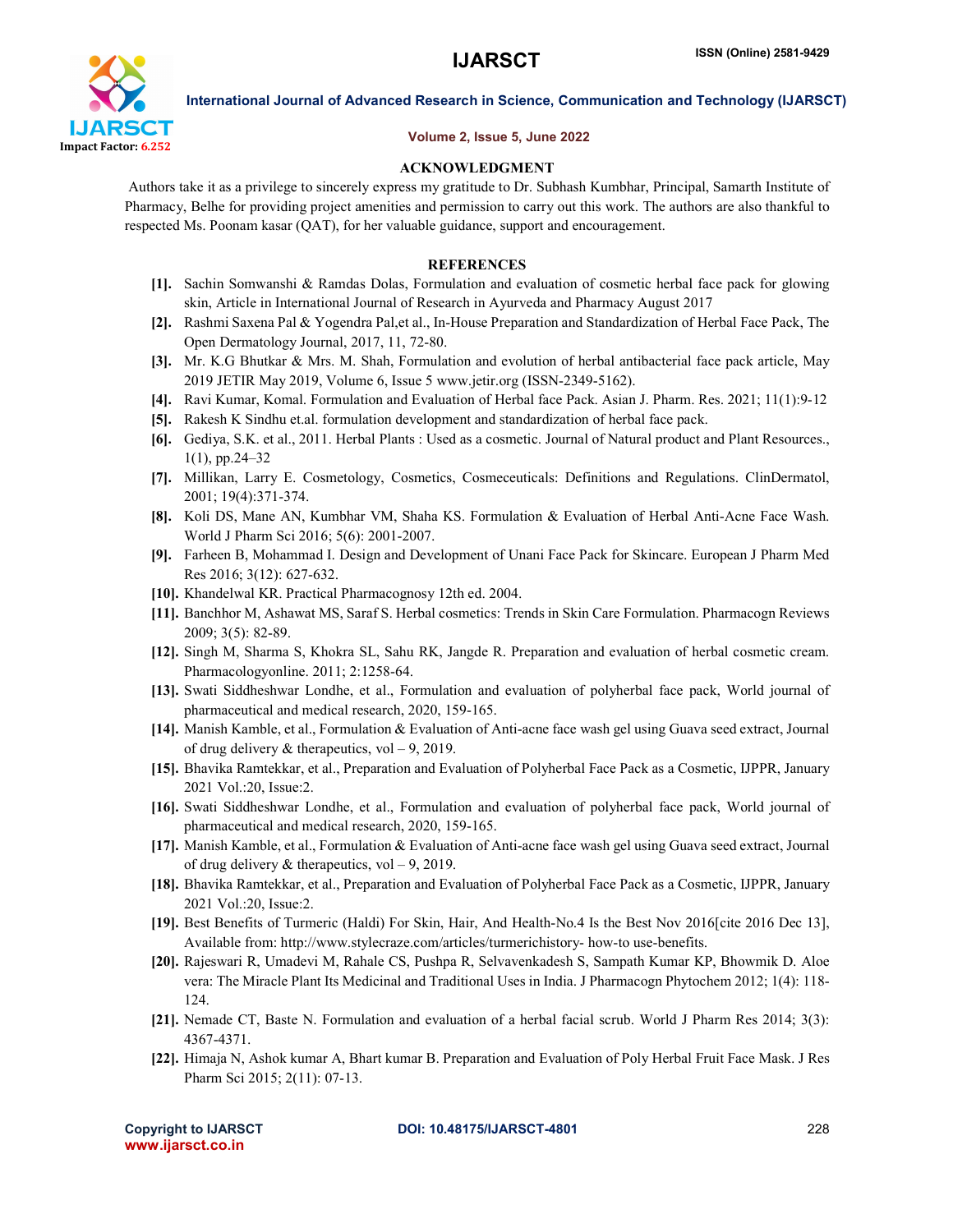## ACKNOWLEDGMENT

Authors take it as a privilege to sincerely express my gratitude to Dr. Subhash Kumbhar, Principal, Samarth Institute of Pharmacy, Belhe for providing project amenities and permission to carry out this work. The authors are also thankful to respected Ms. Poonam kasar (QAT), for her valuable guidance, support and encouragement.

## REFERENCES

[1]. Sachin Somwanshi & Ramdas Dolas, Formulation and evaluation of cosmetic herbal face pack for glowing skin, Article in International Journal of Research in Ayurveda and Pharmacy August 2017

[2]. Rashmi Saxena Pal & Yogendra Pal,et al., In-House Preparation and Standardization of Herbal Face Pack, The Open Dermatology Journal, 2017, 11, 72-80.

[3]. Mr. K.G Bhutkar & Mrs. M. Shah, Formulation and evolution of herbal antibacterial face pack article, May 2019 JETIR May 2019, Volume 6, Issue 5 www.jetir.org (ISSN-2349-5162).

[4]. Ravi Kumar, Komal. Formulation and Evaluation of Herbal face Pack. Asian J. Pharm. Res. 2021; 11(1):9-12

[5]. Rakesh K Sindhu et.al. formulation development and standardization of herbal face pack.

[6]. Gediya, S.K. et al., 2011. Herbal Plants : Used as a cosmetic. Journal of Natural product and Plant Resources., 1(1), pp.24–32

[7]. Millikan, Larry E. Cosmetology, Cosmetics, Cosmeceuticals: Definitions and Regulations. ClinDermatol, 2001; 19(4):371-374.

[8]. Koli DS, Mane AN, Kumbhar VM, Shaha KS. Formulation & Evaluation of Herbal Anti-Acne Face Wash. World J Pharm Sci 2016; 5(6): 2001-2007.

[9]. Farheen B, Mohammad I. Design and Development of Unani Face Pack for Skincare. European J Pharm Med Res 2016; 3(12): 627-632.

[10]. Khandelwal KR. Practical Pharmacognosy 12th ed. 2004.

[11]. Banchhor M, Ashawat MS, Saraf S. Herbal cosmetics: Trends in Skin Care Formulation. Pharmacogn Reviews 2009; 3(5): 82-89.

[12]. Singh M, Sharma S, Khokra SL, Sahu RK, Jangde R. Preparation and evaluation of herbal cosmetic cream. Pharmacologyonline. 2011; 2:1258-64.

[13]. Swati Siddheshwar Londhe, et al., Formulation and evaluation of polyherbal face pack, World journal of pharmaceutical and medical research, 2020, 159-165.

[14]. Manish Kamble, et al., Formulation & Evaluation of Anti-acne face wash gel using Guava seed extract, Journal of drug delivery & therapeutics, vol – 9, 2019.

[15]. Bhavika Ramtekkar, et al., Preparation and Evaluation of Polyherbal Face Pack as a Cosmetic, IJPPR, January 2021 Vol.:20, Issue:2.

[16]. Swati Siddheshwar Londhe, et al., Formulation and evaluation of polyherbal face pack, World journal of pharmaceutical and medical research, 2020, 159-165.

[17]. Manish Kamble, et al., Formulation & Evaluation of Anti-acne face wash gel using Guava seed extract, Journal of drug delivery & therapeutics, vol – 9, 2019.

[18]. Bhavika Ramtekkar, et al., Preparation and Evaluation of Polyherbal Face Pack as a Cosmetic, IJPPR, January 2021 Vol.:20, Issue:2.

[19]. Best Benefits of Turmeric (Haldi) For Skin, Hair, And Health-No.4 Is the Best Nov 2016[cite 2016 Dec 13], Available from: http://www.stylecraze.com/articles/turmerichistory- how-to use-benefits.

[20]. Rajeswari R, Umadevi M, Rahale CS, Pushpa R, Selvavenkadesh S, Sampath Kumar KP, Bhowmik D. Aloe vera: The Miracle Plant Its Medicinal and Traditional Uses in India. J Pharmacogn Phytochem 2012; 1(4): 118-124.

[21]. Nemade CT, Baste N. Formulation and evaluation of a herbal facial scrub. World J Pharm Res 2014; 3(3): 4367-4371.

[22]. Himaja N, Ashok kumar A, Bhart kumar B. Preparation and Evaluation of Poly Herbal Fruit Face Mask. J Res Pharm Sci 2015; 2(11): 07-13.